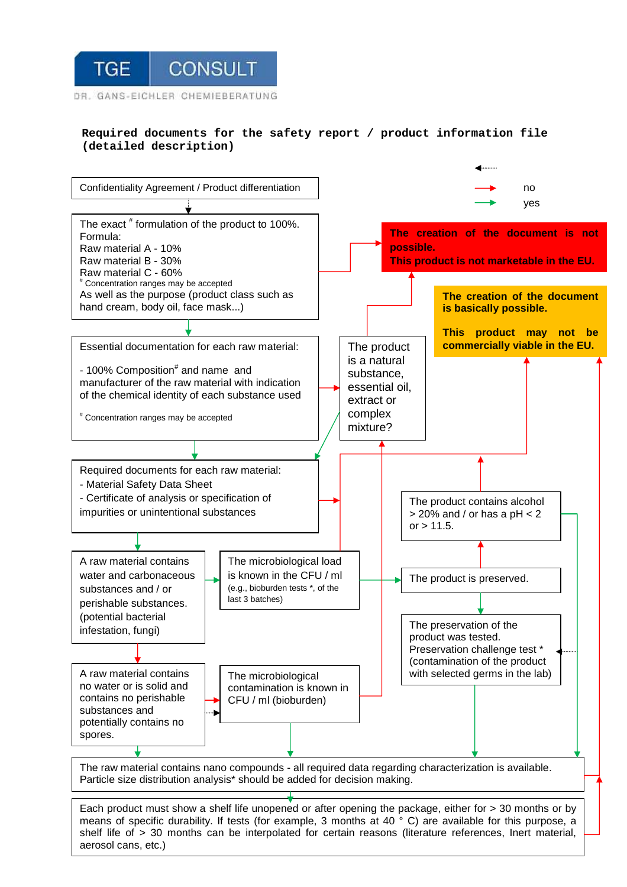TGE CONSULT

DR. GANS-EICHLER CHEMIEBERATUNG

**Required documents for the safety report / product information file (detailed description)**

no

yes

Confidentiality Agreement / Product differentiation

The exact # formulation of the product to 100%.
Formula:
Raw material A - 10%
Raw material B - 30%
Raw material C - 60%
# Concentration ranges may be accepted
As well as the purpose (product class such as hand cream, body oil, face mask...)

**The creation of the document is not possible.**
**This product is not marketable in the EU.**

**The creation of the document is basically possible.**

**This product may not be commercially viable in the EU.**

Essential documentation for each raw material:

- 100% Composition# and name and manufacturer of the raw material with indication of the chemical identity of each substance used

# Concentration ranges may be accepted

The product is a natural substance, essential oil, extract or complex mixture?

Required documents for each raw material:
- Material Safety Data Sheet
- Certificate of analysis or specification of impurities or unintentional substances

The product contains alcohol > 20% and / or has a pH < 2 or > 11.5.

A raw material contains water and carbonaceous substances and / or perishable substances. (potential bacterial infestation, fungi)

The microbiological load is known in the CFU / ml (e.g., bioburden tests *, of the last 3 batches)

The product is preserved.

The preservation of the product was tested. Preservation challenge test * (contamination of the product with selected germs in the lab)

A raw material contains no water or is solid and contains no perishable substances and potentially contains no spores.

The microbiological contamination is known in CFU / ml (bioburden)

The raw material contains nano compounds - all required data regarding characterization is available. Particle size distribution analysis* should be added for decision making.

Each product must show a shelf life unopened or after opening the package, either for > 30 months or by means of specific durability. If tests (for example, 3 months at 40 ° C) are available for this purpose, a shelf life of > 30 months can be interpolated for certain reasons (literature references, Inert material, aerosol cans, etc.)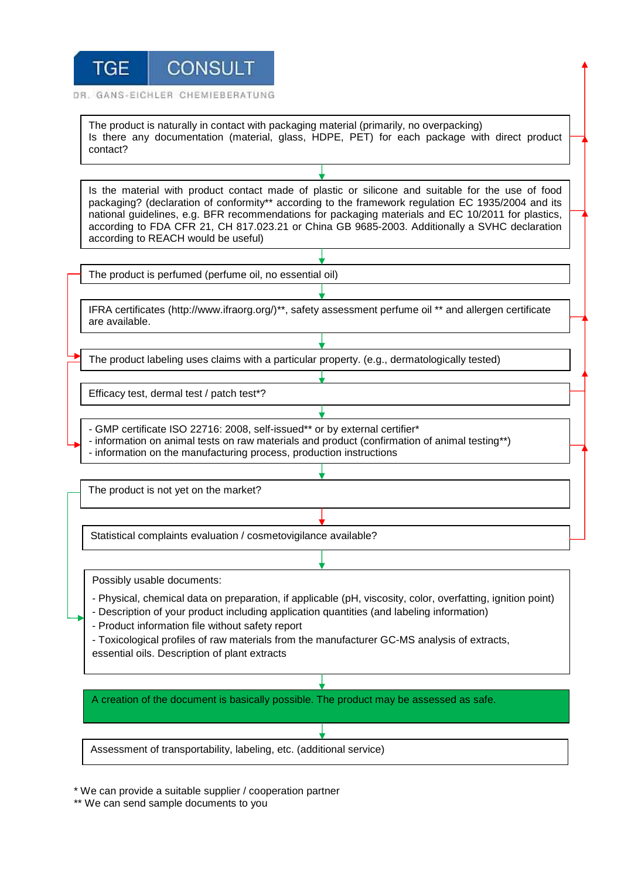TGE CONSULT

DR. GANS-EICHLER CHEMIEBERATUNG

The product is naturally in contact with packaging material (primarily, no overpacking)
Is there any documentation (material, glass, HDPE, PET) for each package with direct product contact?

Is the material with product contact made of plastic or silicone and suitable for the use of food packaging? (declaration of conformity** according to the framework regulation EC 1935/2004 and its national guidelines, e.g. BFR recommendations for packaging materials and EC 10/2011 for plastics, according to FDA CFR 21, CH 817.023.21 or China GB 9685-2003. Additionally a SVHC declaration according to REACH would be useful)

The product is perfumed (perfume oil, no essential oil)

IFRA certificates (http://www.ifraorg.org/)**, safety assessment perfume oil ** and allergen certificate are available.

The product labeling uses claims with a particular property. (e.g., dermatologically tested)

Efficacy test, dermal test / patch test*?

- GMP certificate ISO 22716: 2008, self-issued** or by external certifier*
- information on animal tests on raw materials and product (confirmation of animal testing**)
- information on the manufacturing process, production instructions

The product is not yet on the market?

Statistical complaints evaluation / cosmetovigilance available?

Possibly usable documents:

- Physical, chemical data on preparation, if applicable (pH, viscosity, color, overfatting, ignition point)
- Description of your product including application quantities (and labeling information)
- Product information file without safety report
- Toxicological profiles of raw materials from the manufacturer GC-MS analysis of extracts, essential oils. Description of plant extracts

A creation of the document is basically possible. The product may be assessed as safe.

Assessment of transportability, labeling, etc. (additional service)

\* We can provide a suitable supplier / cooperation partner
\** We can send sample documents to you